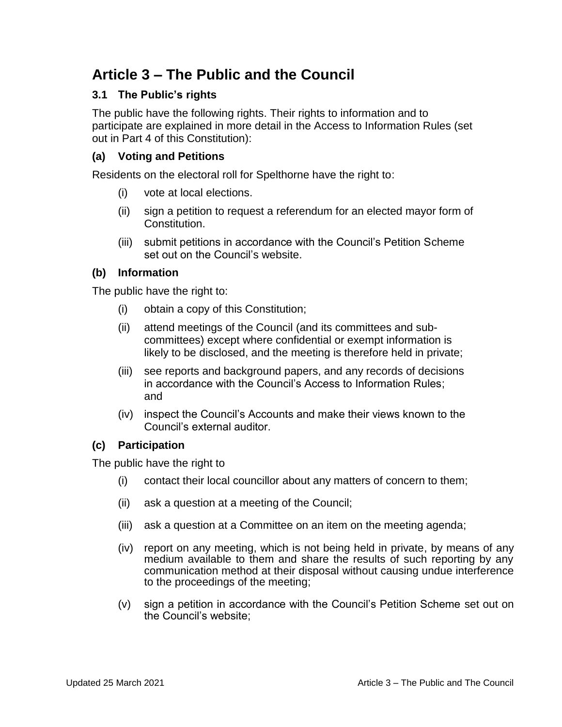# Article 3 – The Public and the Council

### 3.1 The Public's rights

The public have the following rights. Their rights to information and to participate are explained in more detail in the Access to Information Rules (set out in Part 4 of this Constitution):

#### (a) Voting and Petitions

Residents on the electoral roll for Spelthorne have the right to:

(i) vote at local elections.

(ii) sign a petition to request a referendum for an elected mayor form of Constitution.

(iii) submit petitions in accordance with the Council's Petition Scheme set out on the Council's website.

#### (b) Information

The public have the right to:

(i) obtain a copy of this Constitution;

(ii) attend meetings of the Council (and its committees and sub-committees) except where confidential or exempt information is likely to be disclosed, and the meeting is therefore held in private;

(iii) see reports and background papers, and any records of decisions in accordance with the Council's Access to Information Rules; and

(iv) inspect the Council's Accounts and make their views known to the Council's external auditor.

#### (c) Participation

The public have the right to

(i) contact their local councillor about any matters of concern to them;

(ii) ask a question at a meeting of the Council;

(iii) ask a question at a Committee on an item on the meeting agenda;

(iv) report on any meeting, which is not being held in private, by means of any medium available to them and share the results of such reporting by any communication method at their disposal without causing undue interference to the proceedings of the meeting;

(v) sign a petition in accordance with the Council's Petition Scheme set out on the Council's website;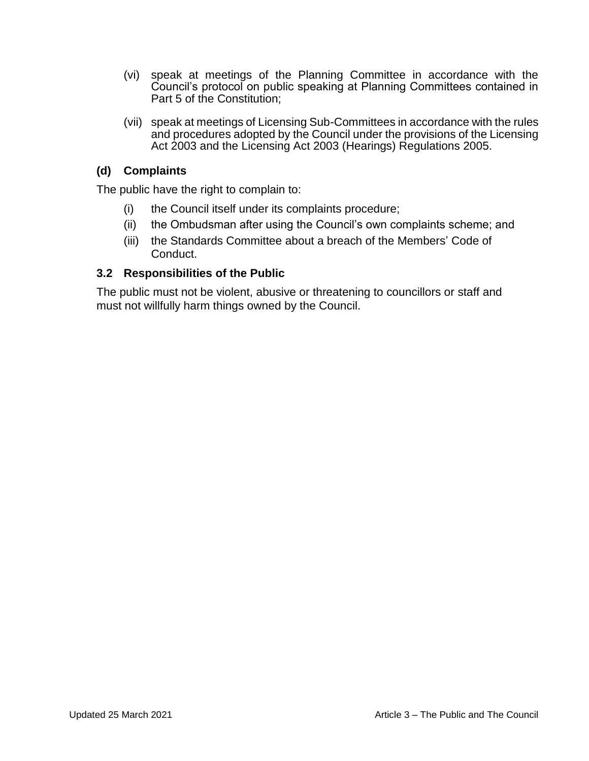(vi) speak at meetings of the Planning Committee in accordance with the Council's protocol on public speaking at Planning Committees contained in Part 5 of the Constitution;

(vii) speak at meetings of Licensing Sub-Committees in accordance with the rules and procedures adopted by the Council under the provisions of the Licensing Act 2003 and the Licensing Act 2003 (Hearings) Regulations 2005.

### (d) Complaints

The public have the right to complain to:

(i) the Council itself under its complaints procedure;

(ii) the Ombudsman after using the Council's own complaints scheme; and

(iii) the Standards Committee about a breach of the Members' Code of Conduct.

## 3.2 Responsibilities of the Public

The public must not be violent, abusive or threatening to councillors or staff and must not willfully harm things owned by the Council.